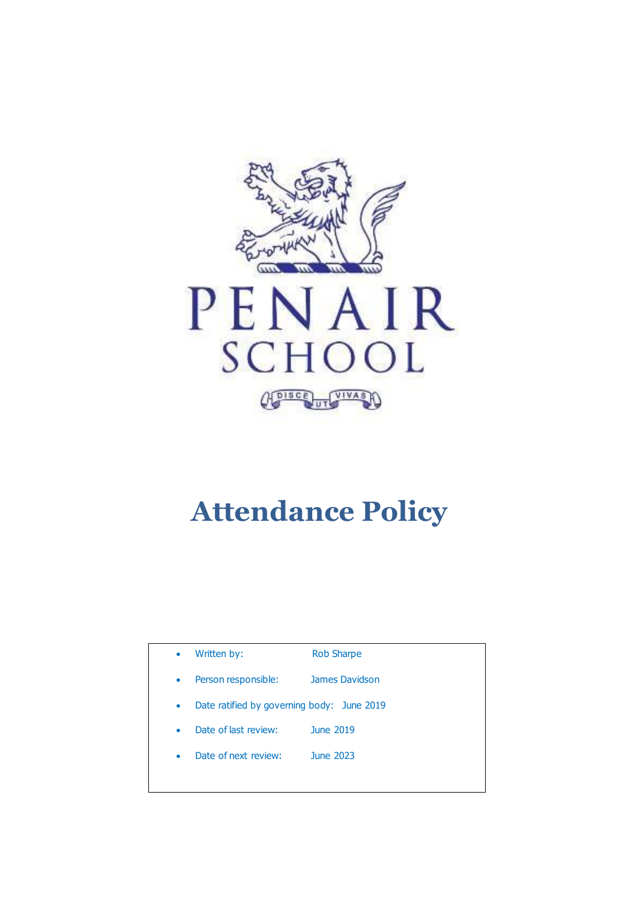PENAIR SCHOOL

DISCE UT VIVAS

# Attendance Policy

- Written by: Rob Sharpe
- Person responsible: James Davidson
- Date ratified by governing body: June 2019
- Date of last review: June 2019
- Date of next review: June 2023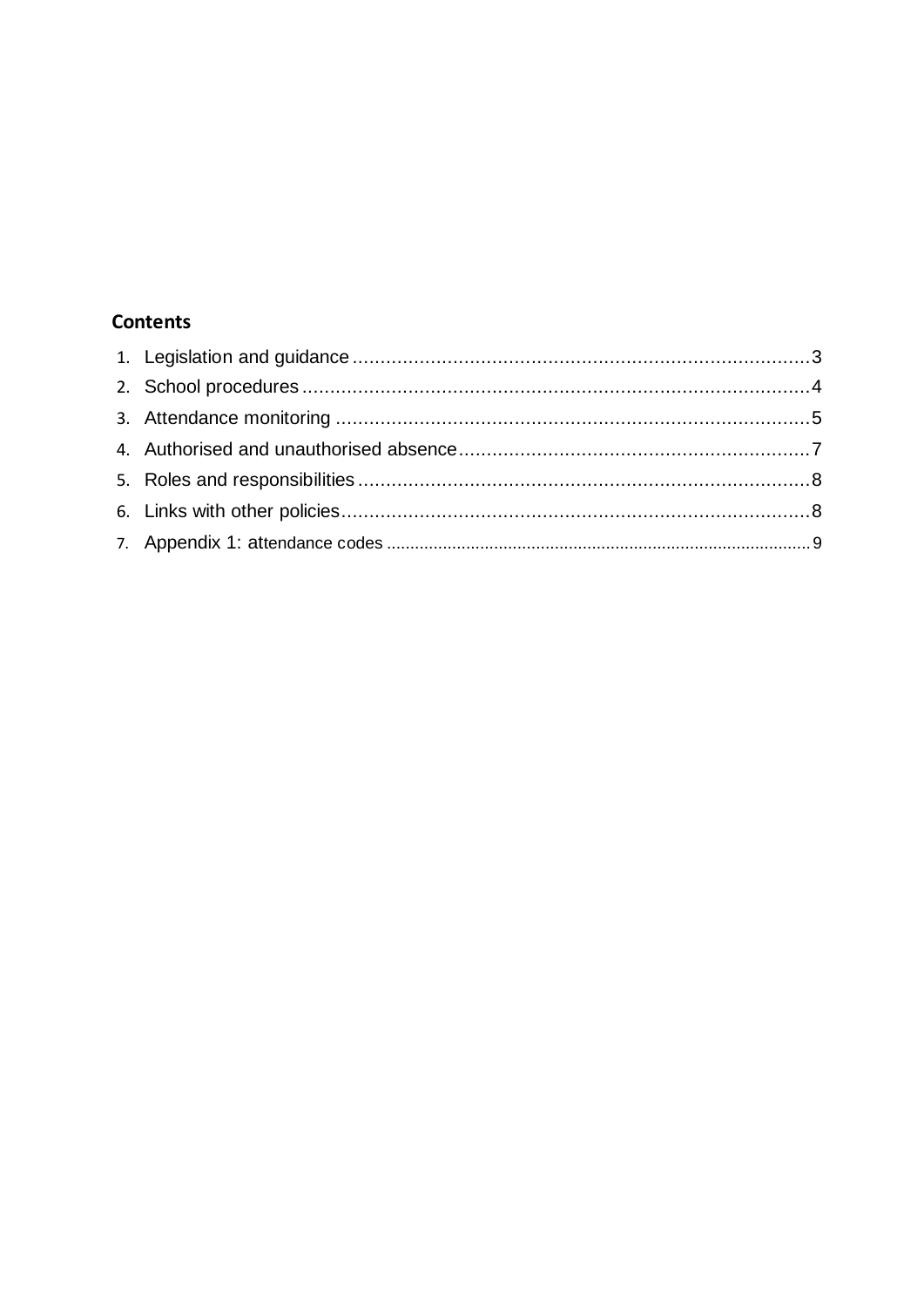## Contents

1. Legislation and guidance .......................................................................... 3
2. School procedures .................................................................................. 4
3. Attendance monitoring ............................................................................ 5
4. Authorised and unauthorised absence ...................................................... 7
5. Roles and responsibilities ......................................................................... 8
6. Links with other policies ........................................................................... 8
7. Appendix 1: attendance codes ................................................................... 9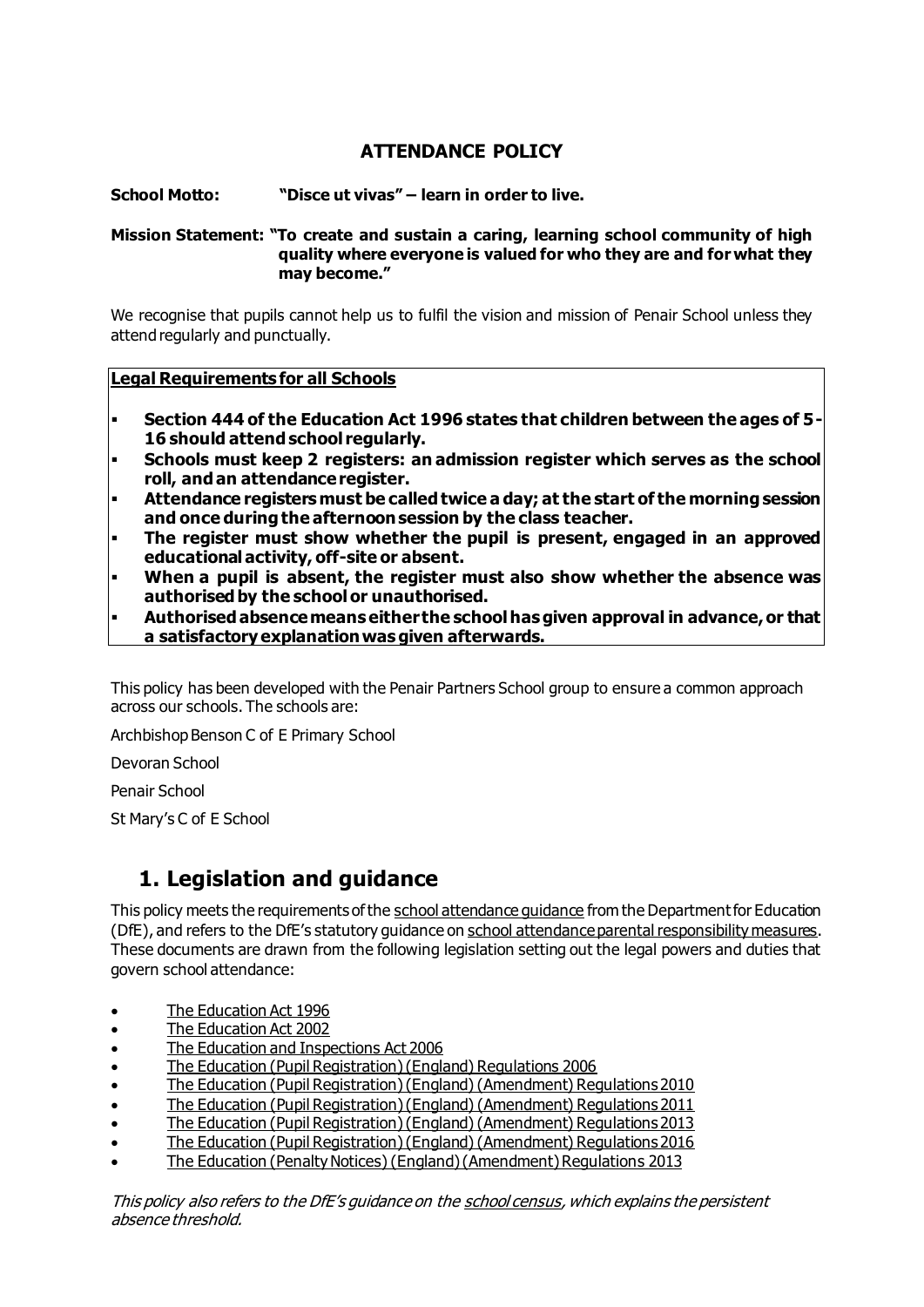## ATTENDANCE POLICY

**School Motto:** **"Disce ut vivas" – learn in order to live.**

**Mission Statement: "To create and sustain a caring, learning school community of high quality where everyone is valued for who they are and for what they may become."**

We recognise that pupils cannot help us to fulfil the vision and mission of Penair School unless they attend regularly and punctually.

**Legal Requirements for all Schools**

- **Section 444 of the Education Act 1996 states that children between the ages of 5-16 should attend school regularly.**
- **Schools must keep 2 registers: an admission register which serves as the school roll, and an attendance register.**
- **Attendance registers must be called twice a day; at the start of the morning session and once during the afternoon session by the class teacher.**
- **The register must show whether the pupil is present, engaged in an approved educational activity, off-site or absent.**
- **When a pupil is absent, the register must also show whether the absence was authorised by the school or unauthorised.**
- **Authorised absence means either the school has given approval in advance, or that a satisfactory explanation was given afterwards.**

This policy has been developed with the Penair Partners School group to ensure a common approach across our schools. The schools are:

Archbishop Benson C of E Primary School

Devoran School

Penair School

St Mary's C of E School

# 1. Legislation and guidance

This policy meets the requirements of the school attendance guidance from the Department for Education (DfE), and refers to the DfE's statutory guidance on school attendance parental responsibility measures. These documents are drawn from the following legislation setting out the legal powers and duties that govern school attendance:

- The Education Act 1996
- The Education Act 2002
- The Education and Inspections Act 2006
- The Education (Pupil Registration) (England) Regulations 2006
- The Education (Pupil Registration) (England) (Amendment) Regulations 2010
- The Education (Pupil Registration) (England) (Amendment) Regulations 2011
- The Education (Pupil Registration) (England) (Amendment) Regulations 2013
- The Education (Pupil Registration) (England) (Amendment) Regulations 2016
- The Education (Penalty Notices) (England) (Amendment) Regulations 2013

*This policy also refers to the DfE's guidance on the school census, which explains the persistent absence threshold.*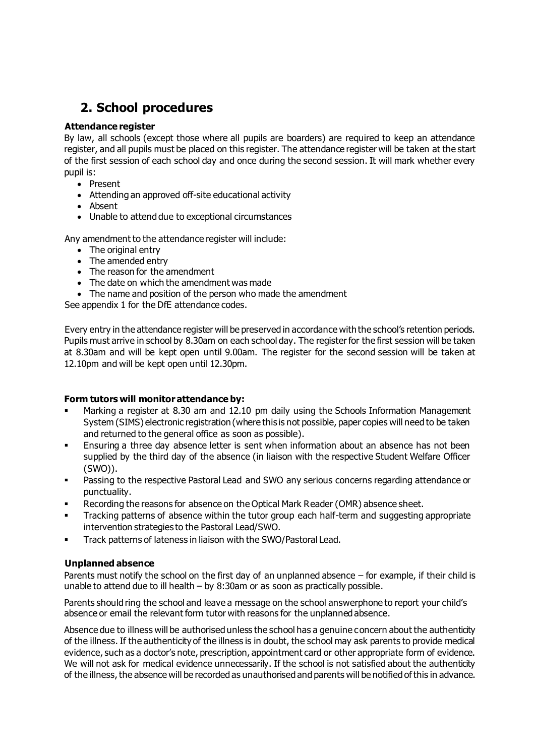## 2. School procedures

**Attendance register**

By law, all schools (except those where all pupils are boarders) are required to keep an attendance register, and all pupils must be placed on this register. The attendance register will be taken at the start of the first session of each school day and once during the second session. It will mark whether every pupil is:

- Present
- Attending an approved off-site educational activity
- Absent
- Unable to attend due to exceptional circumstances

Any amendment to the attendance register will include:

- The original entry
- The amended entry
- The reason for the amendment
- The date on which the amendment was made
- The name and position of the person who made the amendment

See appendix 1 for the DfE attendance codes.

Every entry in the attendance register will be preserved in accordance with the school's retention periods. Pupils must arrive in school by 8.30am on each school day. The register for the first session will be taken at 8.30am and will be kept open until 9.00am. The register for the second session will be taken at 12.10pm and will be kept open until 12.30pm.

**Form tutors will monitor attendance by:**

- Marking a register at 8.30 am and 12.10 pm daily using the Schools Information Management System (SIMS) electronic registration (where this is not possible, paper copies will need to be taken and returned to the general office as soon as possible).
- Ensuring a three day absence letter is sent when information about an absence has not been supplied by the third day of the absence (in liaison with the respective Student Welfare Officer (SWO)).
- Passing to the respective Pastoral Lead and SWO any serious concerns regarding attendance or punctuality.
- Recording the reasons for absence on the Optical Mark Reader (OMR) absence sheet.
- Tracking patterns of absence within the tutor group each half-term and suggesting appropriate intervention strategies to the Pastoral Lead/SWO.
- Track patterns of lateness in liaison with the SWO/Pastoral Lead.

**Unplanned absence**

Parents must notify the school on the first day of an unplanned absence – for example, if their child is unable to attend due to ill health – by 8:30am or as soon as practically possible.

Parents should ring the school and leave a message on the school answerphone to report your child's absence or email the relevant form tutor with reasons for the unplanned absence.

Absence due to illness will be authorised unless the school has a genuine concern about the authenticity of the illness. If the authenticity of the illness is in doubt, the school may ask parents to provide medical evidence, such as a doctor's note, prescription, appointment card or other appropriate form of evidence. We will not ask for medical evidence unnecessarily. If the school is not satisfied about the authenticity of the illness, the absence will be recorded as unauthorised and parents will be notified of this in advance.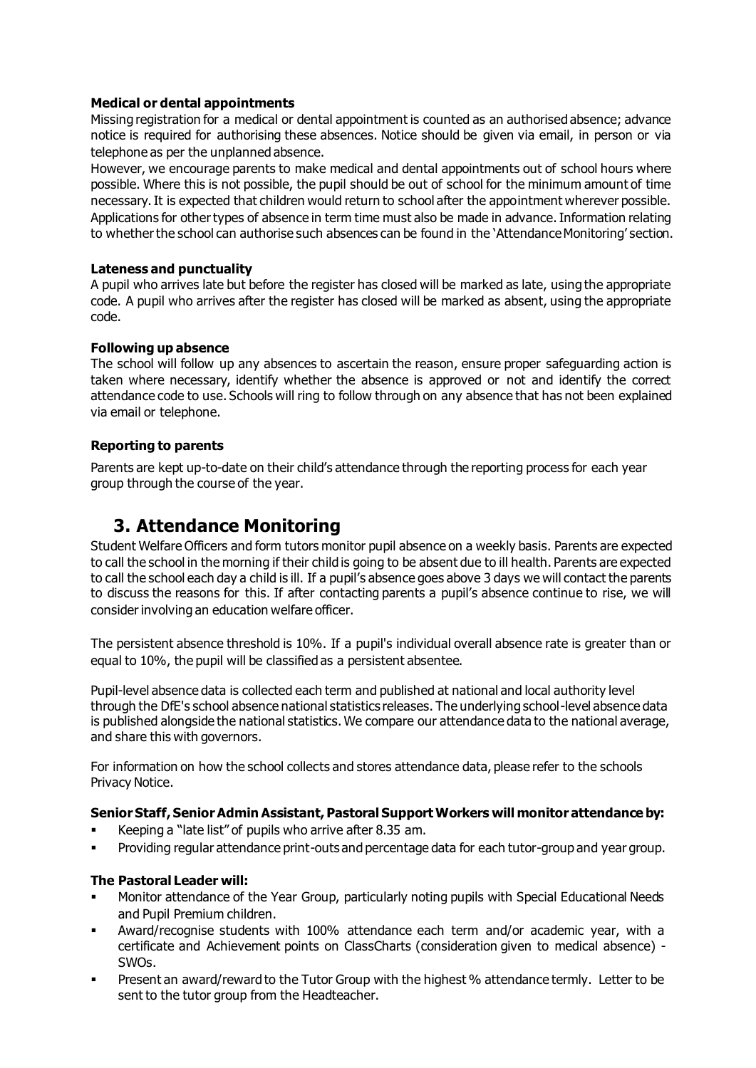**Medical or dental appointments**

Missing registration for a medical or dental appointment is counted as an authorised absence; advance notice is required for authorising these absences. Notice should be given via email, in person or via telephone as per the unplanned absence.

However, we encourage parents to make medical and dental appointments out of school hours where possible. Where this is not possible, the pupil should be out of school for the minimum amount of time necessary. It is expected that children would return to school after the appointment wherever possible. Applications for other types of absence in term time must also be made in advance. Information relating to whether the school can authorise such absences can be found in the 'Attendance Monitoring' section.

**Lateness and punctuality**

A pupil who arrives late but before the register has closed will be marked as late, using the appropriate code. A pupil who arrives after the register has closed will be marked as absent, using the appropriate code.

**Following up absence**

The school will follow up any absences to ascertain the reason, ensure proper safeguarding action is taken where necessary, identify whether the absence is approved or not and identify the correct attendance code to use. Schools will ring to follow through on any absence that has not been explained via email or telephone.

**Reporting to parents**

Parents are kept up-to-date on their child's attendance through the reporting process for each year group through the course of the year.

## 3. Attendance Monitoring

Student Welfare Officers and form tutors monitor pupil absence on a weekly basis. Parents are expected to call the school in the morning if their child is going to be absent due to ill health. Parents are expected to call the school each day a child is ill. If a pupil's absence goes above 3 days we will contact the parents to discuss the reasons for this. If after contacting parents a pupil's absence continue to rise, we will consider involving an education welfare officer.

The persistent absence threshold is 10%. If a pupil's individual overall absence rate is greater than or equal to 10%, the pupil will be classified as a persistent absentee.

Pupil-level absence data is collected each term and published at national and local authority level through the DfE's school absence national statistics releases. The underlying school-level absence data is published alongside the national statistics. We compare our attendance data to the national average, and share this with governors.

For information on how the school collects and stores attendance data, please refer to the schools Privacy Notice.

**Senior Staff, Senior Admin Assistant, Pastoral Support Workers will monitor attendance by:**

- Keeping a "late list" of pupils who arrive after 8.35 am.
- Providing regular attendance print-outs and percentage data for each tutor-group and year group.

**The Pastoral Leader will:**

- Monitor attendance of the Year Group, particularly noting pupils with Special Educational Needs and Pupil Premium children.
- Award/recognise students with 100% attendance each term and/or academic year, with a certificate and Achievement points on ClassCharts (consideration given to medical absence) - SWOs.
- Present an award/reward to the Tutor Group with the highest % attendance termly. Letter to be sent to the tutor group from the Headteacher.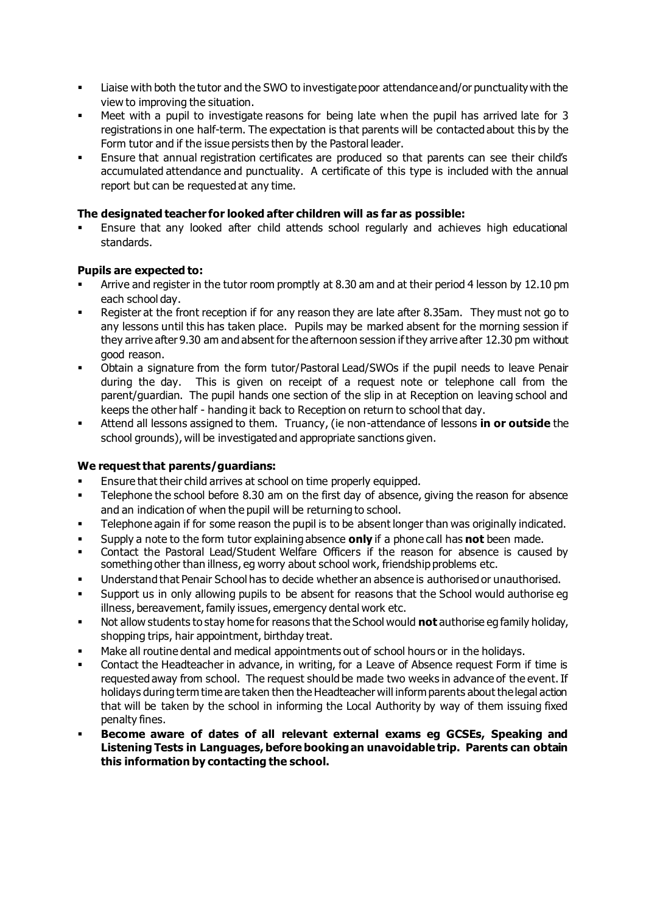- Liaise with both the tutor and the SWO to investigate poor attendance and/or punctuality with the view to improving the situation.
- Meet with a pupil to investigate reasons for being late when the pupil has arrived late for 3 registrations in one half-term. The expectation is that parents will be contacted about this by the Form tutor and if the issue persists then by the Pastoral leader.
- Ensure that annual registration certificates are produced so that parents can see their child's accumulated attendance and punctuality. A certificate of this type is included with the annual report but can be requested at any time.

**The designated teacher for looked after children will as far as possible:**

- Ensure that any looked after child attends school regularly and achieves high educational standards.

**Pupils are expected to:**

- Arrive and register in the tutor room promptly at 8.30 am and at their period 4 lesson by 12.10 pm each school day.
- Register at the front reception if for any reason they are late after 8.35am. They must not go to any lessons until this has taken place. Pupils may be marked absent for the morning session if they arrive after 9.30 am and absent for the afternoon session if they arrive after 12.30 pm without good reason.
- Obtain a signature from the form tutor/Pastoral Lead/SWOs if the pupil needs to leave Penair during the day. This is given on receipt of a request note or telephone call from the parent/guardian. The pupil hands one section of the slip in at Reception on leaving school and keeps the other half - handing it back to Reception on return to school that day.
- Attend all lessons assigned to them. Truancy, (ie non-attendance of lessons **in or outside** the school grounds), will be investigated and appropriate sanctions given.

**We request that parents/guardians:**

- Ensure that their child arrives at school on time properly equipped.
- Telephone the school before 8.30 am on the first day of absence, giving the reason for absence and an indication of when the pupil will be returning to school.
- Telephone again if for some reason the pupil is to be absent longer than was originally indicated.
- Supply a note to the form tutor explaining absence **only** if a phone call has **not** been made.
- Contact the Pastoral Lead/Student Welfare Officers if the reason for absence is caused by something other than illness, eg worry about school work, friendship problems etc.
- Understand that Penair School has to decide whether an absence is authorised or unauthorised.
- Support us in only allowing pupils to be absent for reasons that the School would authorise eg illness, bereavement, family issues, emergency dental work etc.
- Not allow students to stay home for reasons that the School would **not** authorise eg family holiday, shopping trips, hair appointment, birthday treat.
- Make all routine dental and medical appointments out of school hours or in the holidays.
- Contact the Headteacher in advance, in writing, for a Leave of Absence request Form if time is requested away from school. The request should be made two weeks in advance of the event. If holidays during term time are taken then the Headteacher will inform parents about the legal action that will be taken by the school in informing the Local Authority by way of them issuing fixed penalty fines.
- **Become aware of dates of all relevant external exams eg GCSEs, Speaking and Listening Tests in Languages, before booking an unavoidable trip. Parents can obtain this information by contacting the school.**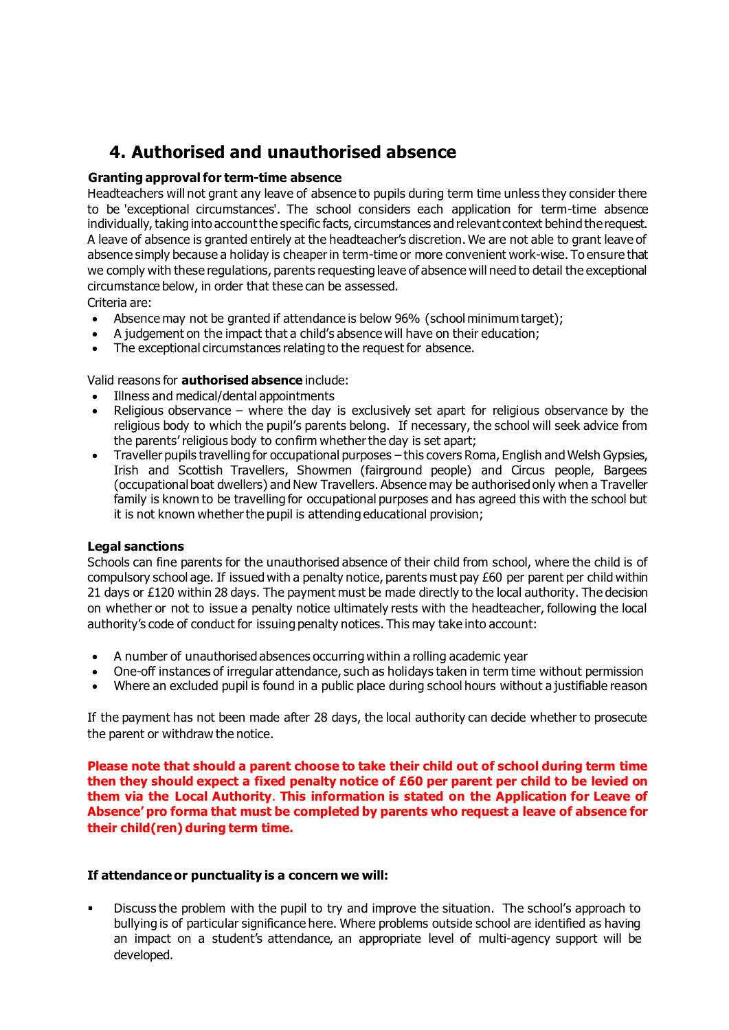# 4. Authorised and unauthorised absence

**Granting approval for term-time absence**

Headteachers will not grant any leave of absence to pupils during term time unless they consider there to be 'exceptional circumstances'. The school considers each application for term-time absence individually, taking into account the specific facts, circumstances and relevant context behind the request. A leave of absence is granted entirely at the headteacher's discretion. We are not able to grant leave of absence simply because a holiday is cheaper in term-time or more convenient work-wise. To ensure that we comply with these regulations, parents requesting leave of absence will need to detail the exceptional circumstance below, in order that these can be assessed.

Criteria are:

- Absence may not be granted if attendance is below 96% (school minimum target);
- A judgement on the impact that a child's absence will have on their education;
- The exceptional circumstances relating to the request for absence.

Valid reasons for **authorised absence** include:

- Illness and medical/dental appointments
- Religious observance – where the day is exclusively set apart for religious observance by the religious body to which the pupil's parents belong. If necessary, the school will seek advice from the parents' religious body to confirm whether the day is set apart;
- Traveller pupils travelling for occupational purposes – this covers Roma, English and Welsh Gypsies, Irish and Scottish Travellers, Showmen (fairground people) and Circus people, Bargees (occupational boat dwellers) and New Travellers. Absence may be authorised only when a Traveller family is known to be travelling for occupational purposes and has agreed this with the school but it is not known whether the pupil is attending educational provision;

**Legal sanctions**

Schools can fine parents for the unauthorised absence of their child from school, where the child is of compulsory school age. If issued with a penalty notice, parents must pay £60 per parent per child within 21 days or £120 within 28 days. The payment must be made directly to the local authority. The decision on whether or not to issue a penalty notice ultimately rests with the headteacher, following the local authority's code of conduct for issuing penalty notices. This may take into account:

- A number of unauthorised absences occurring within a rolling academic year
- One-off instances of irregular attendance, such as holidays taken in term time without permission
- Where an excluded pupil is found in a public place during school hours without a justifiable reason

If the payment has not been made after 28 days, the local authority can decide whether to prosecute the parent or withdraw the notice.

**Please note that should a parent choose to take their child out of school during term time then they should expect a fixed penalty notice of £60 per parent per child to be levied on them via the Local Authority. This information is stated on the Application for Leave of Absence' pro forma that must be completed by parents who request a leave of absence for their child(ren) during term time.**

**If attendance or punctuality is a concern we will:**

- Discuss the problem with the pupil to try and improve the situation. The school's approach to bullying is of particular significance here. Where problems outside school are identified as having an impact on a student's attendance, an appropriate level of multi-agency support will be developed.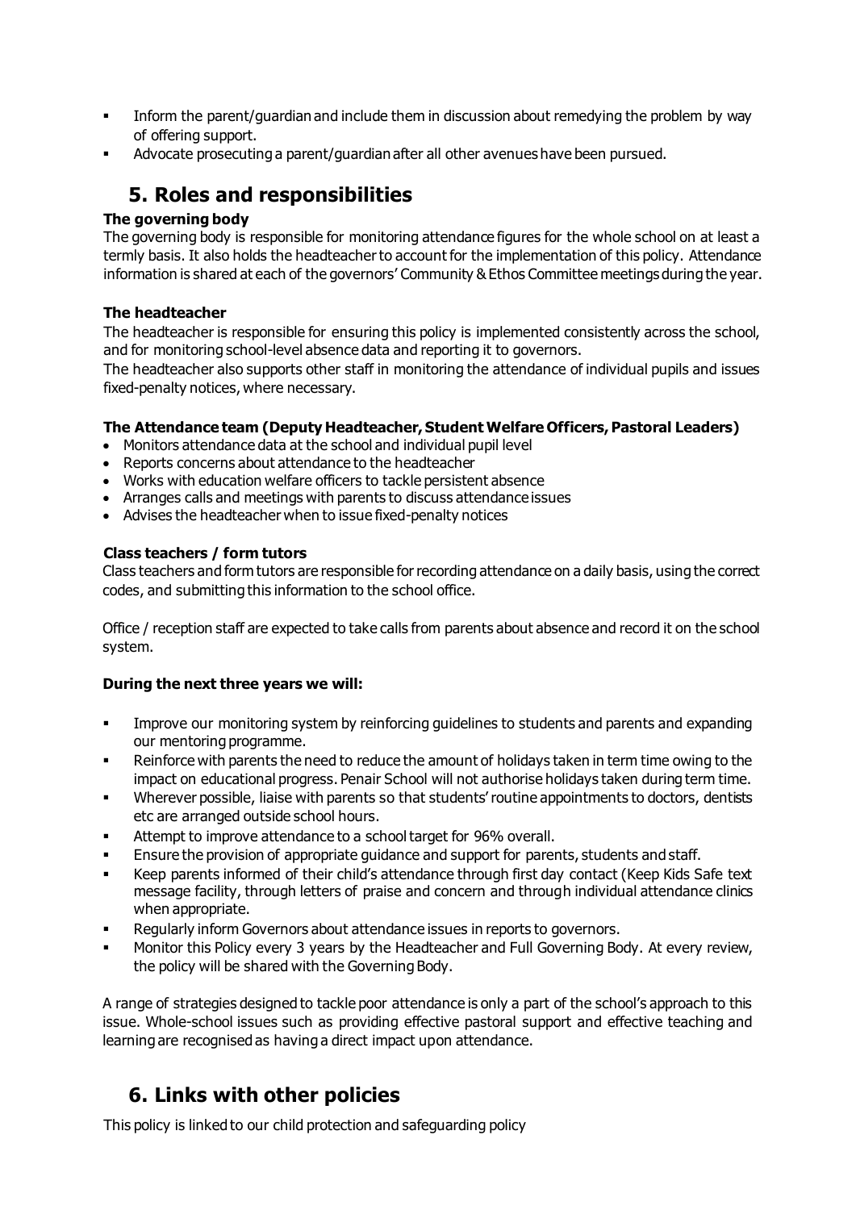- Inform the parent/guardian and include them in discussion about remedying the problem by way of offering support.
- Advocate prosecuting a parent/guardian after all other avenues have been pursued.

## 5. Roles and responsibilities

**The governing body**

The governing body is responsible for monitoring attendance figures for the whole school on at least a termly basis. It also holds the headteacher to account for the implementation of this policy. Attendance information is shared at each of the governors' Community & Ethos Committee meetings during the year.

**The headteacher**

The headteacher is responsible for ensuring this policy is implemented consistently across the school, and for monitoring school-level absence data and reporting it to governors.

The headteacher also supports other staff in monitoring the attendance of individual pupils and issues fixed-penalty notices, where necessary.

**The Attendance team (Deputy Headteacher, Student Welfare Officers, Pastoral Leaders)**

- Monitors attendance data at the school and individual pupil level
- Reports concerns about attendance to the headteacher
- Works with education welfare officers to tackle persistent absence
- Arranges calls and meetings with parents to discuss attendance issues
- Advises the headteacher when to issue fixed-penalty notices

**Class teachers / form tutors**

Class teachers and form tutors are responsible for recording attendance on a daily basis, using the correct codes, and submitting this information to the school office.

Office / reception staff are expected to take calls from parents about absence and record it on the school system.

**During the next three years we will:**

- Improve our monitoring system by reinforcing guidelines to students and parents and expanding our mentoring programme.
- Reinforce with parents the need to reduce the amount of holidays taken in term time owing to the impact on educational progress. Penair School will not authorise holidays taken during term time.
- Wherever possible, liaise with parents so that students' routine appointments to doctors, dentists etc are arranged outside school hours.
- Attempt to improve attendance to a school target for 96% overall.
- Ensure the provision of appropriate guidance and support for parents, students and staff.
- Keep parents informed of their child's attendance through first day contact (Keep Kids Safe text message facility, through letters of praise and concern and through individual attendance clinics when appropriate.
- Regularly inform Governors about attendance issues in reports to governors.
- Monitor this Policy every 3 years by the Headteacher and Full Governing Body. At every review, the policy will be shared with the Governing Body.

A range of strategies designed to tackle poor attendance is only a part of the school's approach to this issue. Whole-school issues such as providing effective pastoral support and effective teaching and learning are recognised as having a direct impact upon attendance.

## 6. Links with other policies

This policy is linked to our child protection and safeguarding policy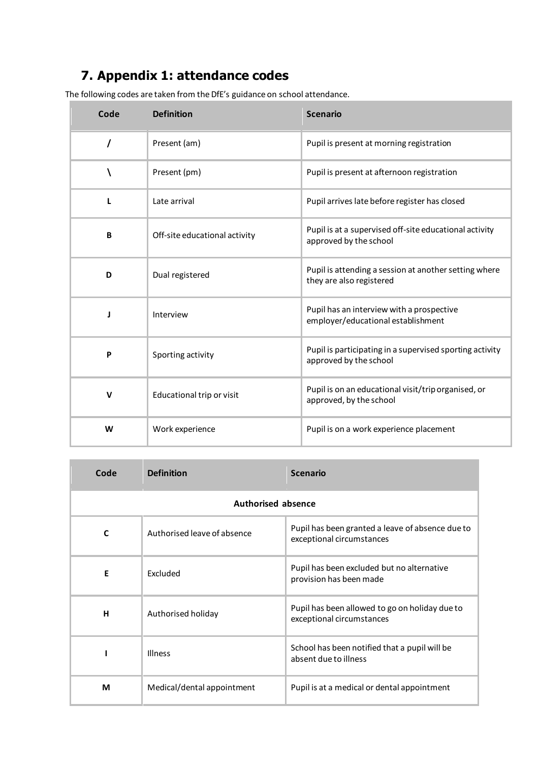## 7. Appendix 1: attendance codes

The following codes are taken from the DfE's guidance on school attendance.

| Code | Definition | Scenario |
|---|---|---|
| / | Present (am) | Pupil is present at morning registration |
| \ | Present (pm) | Pupil is present at afternoon registration |
| L | Late arrival | Pupil arrives late before register has closed |
| B | Off-site educational activity | Pupil is at a supervised off-site educational activity approved by the school |
| D | Dual registered | Pupil is attending a session at another setting where they are also registered |
| J | Interview | Pupil has an interview with a prospective employer/educational establishment |
| P | Sporting activity | Pupil is participating in a supervised sporting activity approved by the school |
| V | Educational trip or visit | Pupil is on an educational visit/trip organised, or approved, by the school |
| W | Work experience | Pupil is on a work experience placement |

| Code | Definition | Scenario |
|---|---|---|
| **Authorised absence** | | |
| C | Authorised leave of absence | Pupil has been granted a leave of absence due to exceptional circumstances |
| E | Excluded | Pupil has been excluded but no alternative provision has been made |
| H | Authorised holiday | Pupil has been allowed to go on holiday due to exceptional circumstances |
| I | Illness | School has been notified that a pupil will be absent due to illness |
| M | Medical/dental appointment | Pupil is at a medical or dental appointment |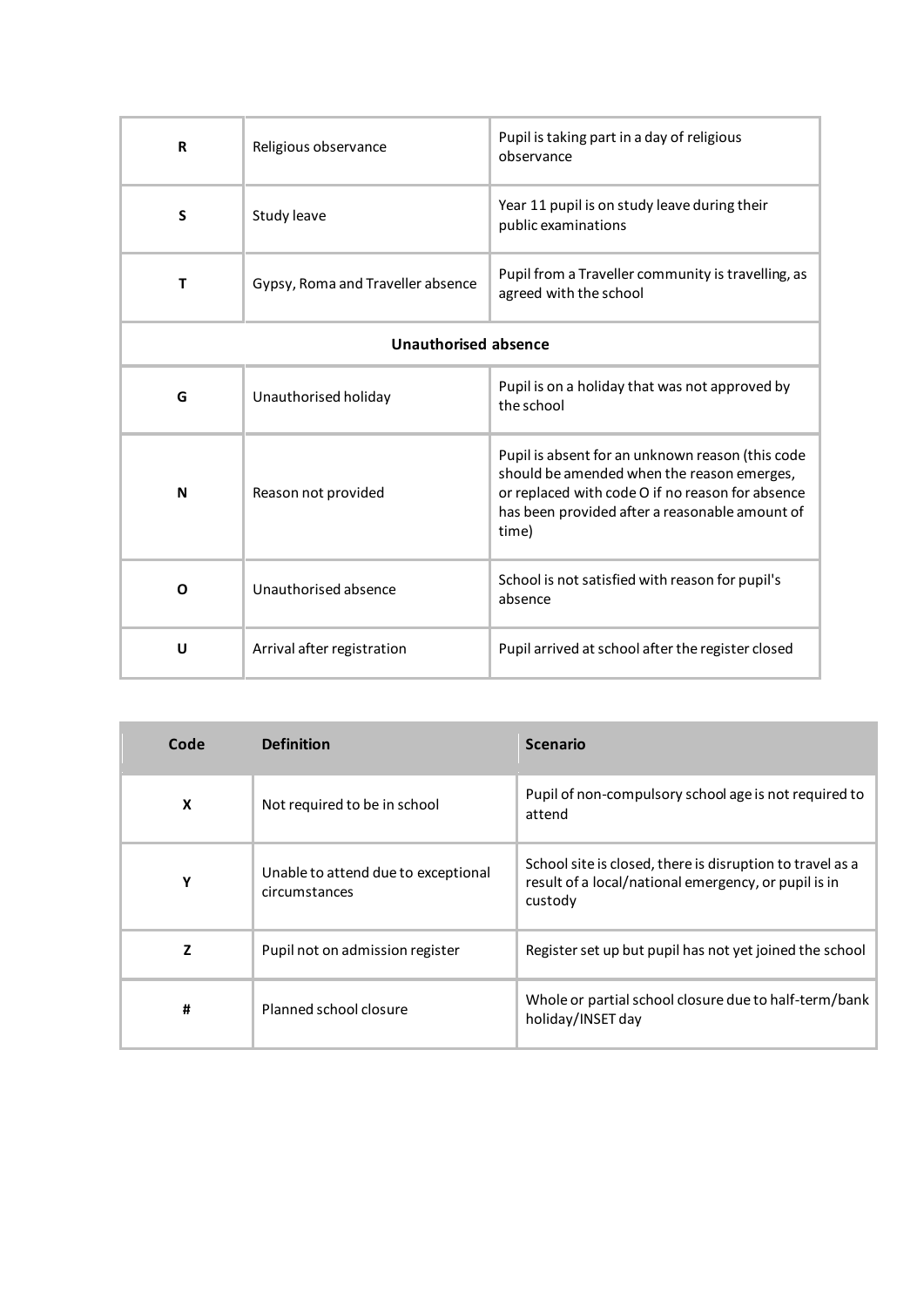| | | |
|---|---|---|
| **R** | Religious observance | Pupil is taking part in a day of religious observance |
| **S** | Study leave | Year 11 pupil is on study leave during their public examinations |
| **T** | Gypsy, Roma and Traveller absence | Pupil from a Traveller community is travelling, as agreed with the school |
| **Unauthorised absence** | | |
| **G** | Unauthorised holiday | Pupil is on a holiday that was not approved by the school |
| **N** | Reason not provided | Pupil is absent for an unknown reason (this code should be amended when the reason emerges, or replaced with code O if no reason for absence has been provided after a reasonable amount of time) |
| **O** | Unauthorised absence | School is not satisfied with reason for pupil's absence |
| **U** | Arrival after registration | Pupil arrived at school after the register closed |

| Code | Definition | Scenario |
|---|---|---|
| **X** | Not required to be in school | Pupil of non-compulsory school age is not required to attend |
| **Y** | Unable to attend due to exceptional circumstances | School site is closed, there is disruption to travel as a result of a local/national emergency, or pupil is in custody |
| **Z** | Pupil not on admission register | Register set up but pupil has not yet joined the school |
| **#** | Planned school closure | Whole or partial school closure due to half-term/bank holiday/INSET day |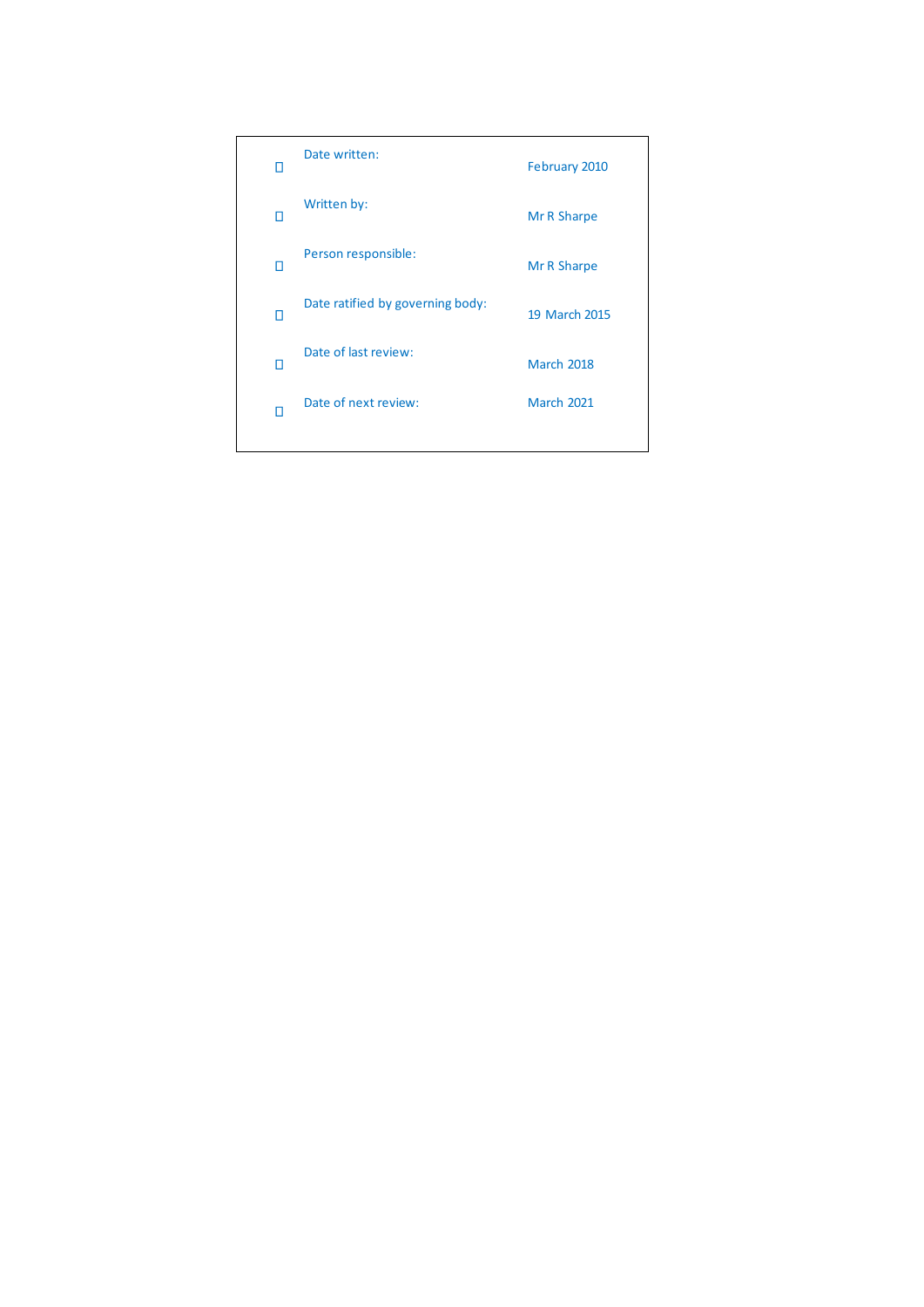| | |
|---|---|
| Date written: | February 2010 |
| Written by: | Mr R Sharpe |
| Person responsible: | Mr R Sharpe |
| Date ratified by governing body: | 19 March 2015 |
| Date of last review: | March 2018 |
| Date of next review: | March 2021 |